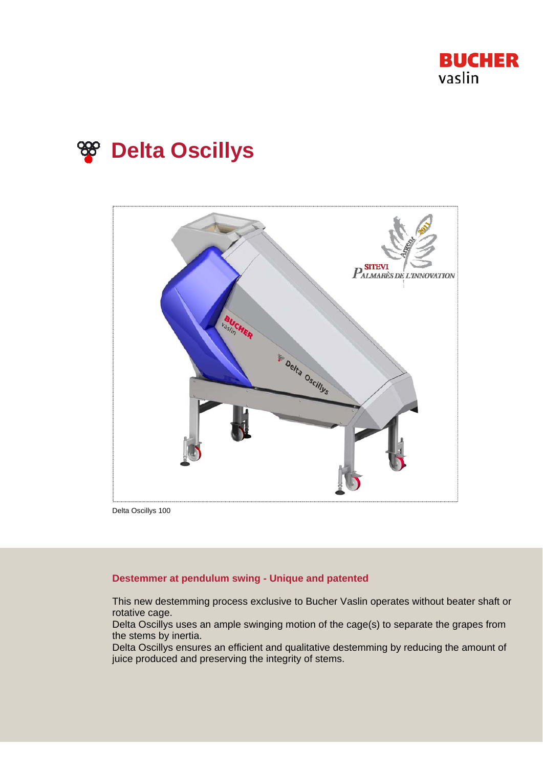# Delta Oscillys

Delta Oscillys 100

### Destemmer at pendulum swing - Unique and patented

This new destemming process exclusive to Bucher Vaslin operates without beater shaft or rotative cage.
Delta Oscillys uses an ample swinging motion of the cage(s) to separate the grapes from the stems by inertia.
Delta Oscillys ensures an efficient and qualitative destemming by reducing the amount of juice produced and preserving the integrity of stems.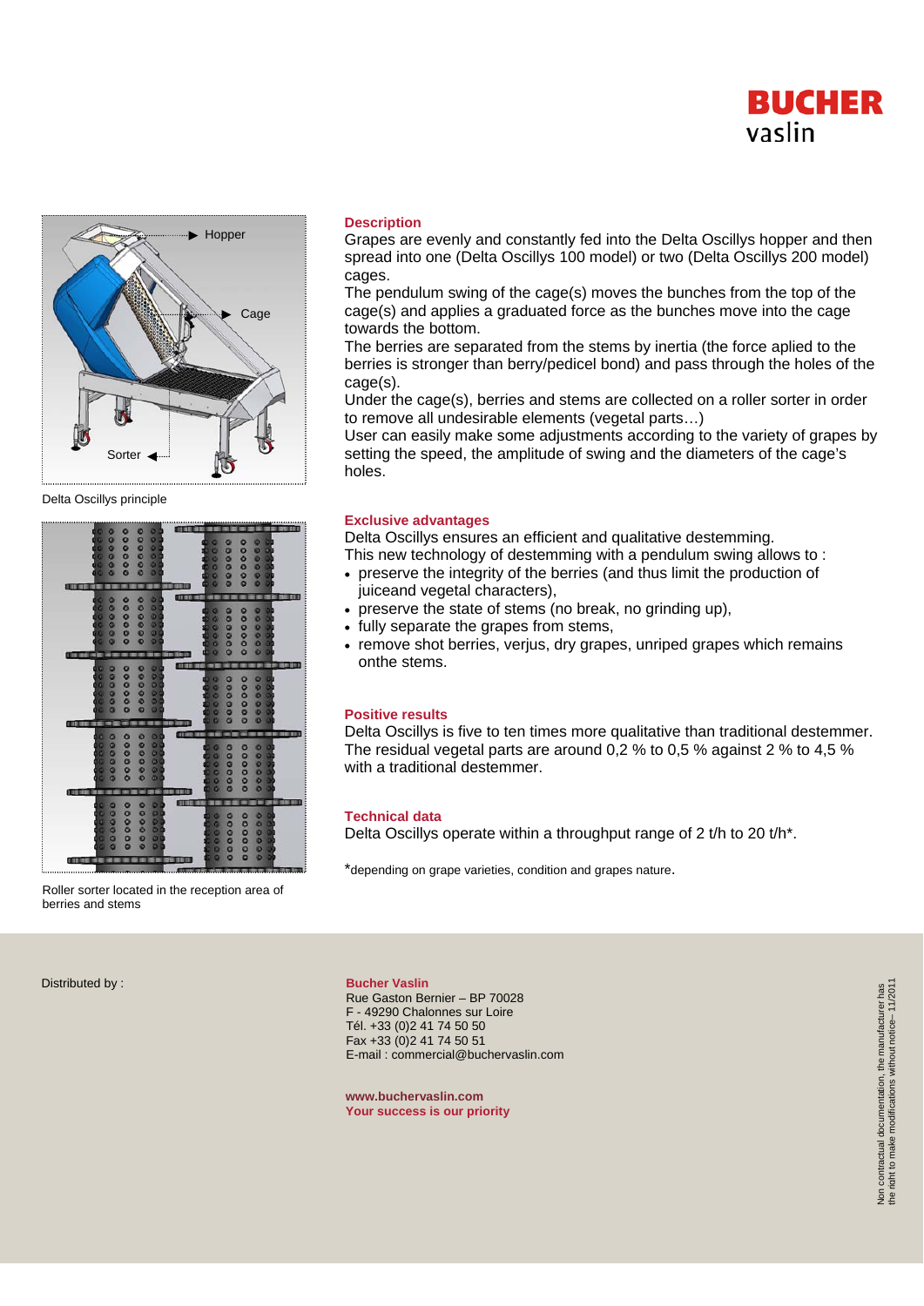Hopper

Cage

Sorter

Delta Oscillys principle

Roller sorter located in the reception area of berries and stems

## Description

Grapes are evenly and constantly fed into the Delta Oscillys hopper and then spread into one (Delta Oscillys 100 model) or two (Delta Oscillys 200 model) cages.
The pendulum swing of the cage(s) moves the bunches from the top of the cage(s) and applies a graduated force as the bunches move into the cage towards the bottom.
The berries are separated from the stems by inertia (the force aplied to the berries is stronger than berry/pedicel bond) and pass through the holes of the cage(s).
Under the cage(s), berries and stems are collected on a roller sorter in order to remove all undesirable elements (vegetal parts…)
User can easily make some adjustments according to the variety of grapes by setting the speed, the amplitude of swing and the diameters of the cage's holes.

## Exclusive advantages

Delta Oscillys ensures an efficient and qualitative destemming.
This new technology of destemming with a pendulum swing allows to :

- preserve the integrity of the berries (and thus limit the production of juiceand vegetal characters),
- preserve the state of stems (no break, no grinding up),
- fully separate the grapes from stems,
- remove shot berries, verjus, dry grapes, unriped grapes which remains onthe stems.

## Positive results

Delta Oscillys is five to ten times more qualitative than traditional destemmer.
The residual vegetal parts are around 0,2 % to 0,5 % against 2 % to 4,5 % with a traditional destemmer.

## Technical data

Delta Oscillys operate within a throughput range of 2 t/h to 20 t/h*.

*depending on grape varieties, condition and grapes nature.

Distributed by :

**Bucher Vaslin**
Rue Gaston Bernier – BP 70028
F - 49290 Chalonnes sur Loire
Tél. +33 (0)2 41 74 50 50
Fax +33 (0)2 41 74 50 51
E-mail : commercial@buchervaslin.com

**www.buchervaslin.com**
**Your success is our priority**

Non contractual documentation, the manufacturer has the right to make modifications without notice– 11/2011